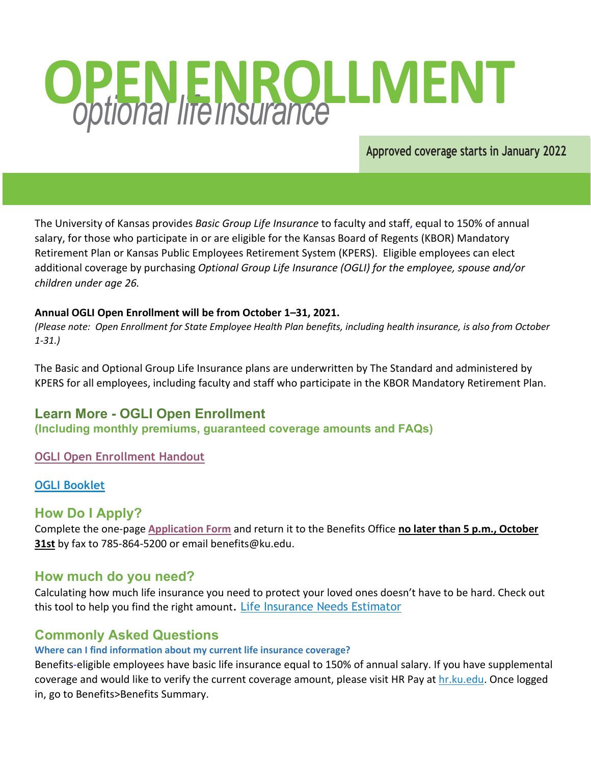# OPEN ENROLLMENT

*optional life insurance*

**Approved coverage starts in January 2022**

The University of Kansas provides *Basic Group Life Insurance* to faculty and staff, equal to 150% of annual salary, for those who participate in or are eligible for the Kansas Board of Regents (KBOR) Mandatory Retirement Plan or Kansas Public Employees Retirement System (KPERS). Eligible employees can elect additional coverage by purchasing *Optional Group Life Insurance (OGLI) for the employee, spouse and/or children under age 26.*

**Annual OGLI Open Enrollment will be from October 1–31, 2021.**
*(Please note: Open Enrollment for State Employee Health Plan benefits, including health insurance, is also from October 1-31.)*

The Basic and Optional Group Life Insurance plans are underwritten by The Standard and administered by KPERS for all employees, including faculty and staff who participate in the KBOR Mandatory Retirement Plan.

## Learn More - OGLI Open Enrollment

**(Including monthly premiums, guaranteed coverage amounts and FAQs)**

OGLI Open Enrollment Handout

OGLI Booklet

## How Do I Apply?

Complete the one-page **Application Form** and return it to the Benefits Office **no later than 5 p.m., October 31st** by fax to 785-864-5200 or email benefits@ku.edu.

## How much do you need?

Calculating how much life insurance you need to protect your loved ones doesn't have to be hard. Check out this tool to help you find the right amount. Life Insurance Needs Estimator

## Commonly Asked Questions

**Where can I find information about my current life insurance coverage?**

Benefits-eligible employees have basic life insurance equal to 150% of annual salary. If you have supplemental coverage and would like to verify the current coverage amount, please visit HR Pay at hr.ku.edu. Once logged in, go to Benefits>Benefits Summary.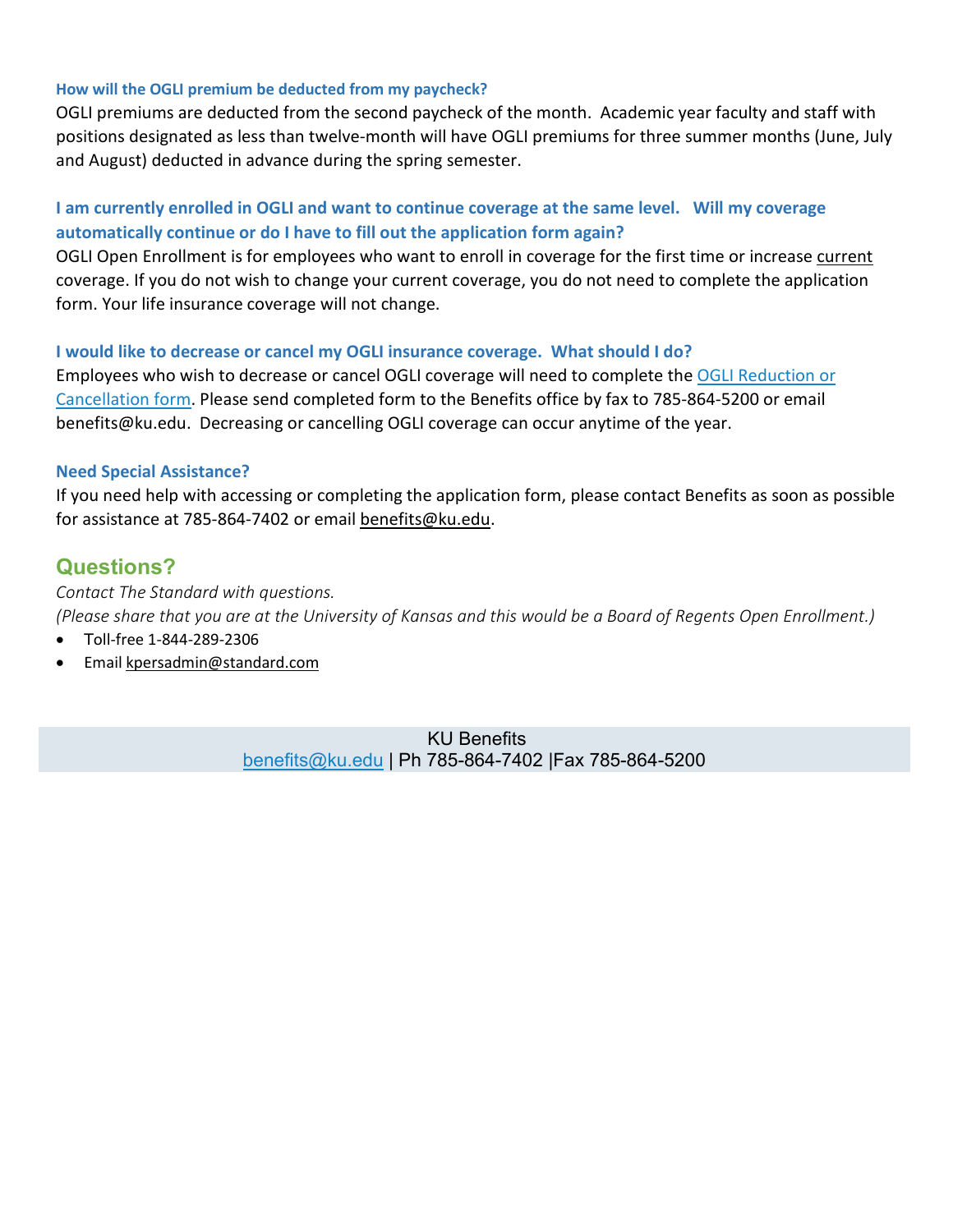### How will the OGLI premium be deducted from my paycheck?

OGLI premiums are deducted from the second paycheck of the month. Academic year faculty and staff with positions designated as less than twelve-month will have OGLI premiums for three summer months (June, July and August) deducted in advance during the spring semester.

### I am currently enrolled in OGLI and want to continue coverage at the same level. Will my coverage automatically continue or do I have to fill out the application form again?

OGLI Open Enrollment is for employees who want to enroll in coverage for the first time or increase current coverage. If you do not wish to change your current coverage, you do not need to complete the application form. Your life insurance coverage will not change.

### I would like to decrease or cancel my OGLI insurance coverage. What should I do?

Employees who wish to decrease or cancel OGLI coverage will need to complete the OGLI Reduction or Cancellation form. Please send completed form to the Benefits office by fax to 785-864-5200 or email benefits@ku.edu. Decreasing or cancelling OGLI coverage can occur anytime of the year.

### Need Special Assistance?

If you need help with accessing or completing the application form, please contact Benefits as soon as possible for assistance at 785-864-7402 or email benefits@ku.edu.

## Questions?

*Contact The Standard with questions.*

*(Please share that you are at the University of Kansas and this would be a Board of Regents Open Enrollment.)*

- Toll-free 1-844-289-2306
- Email kpersadmin@standard.com

KU Benefits
benefits@ku.edu | Ph 785-864-7402 |Fax 785-864-5200